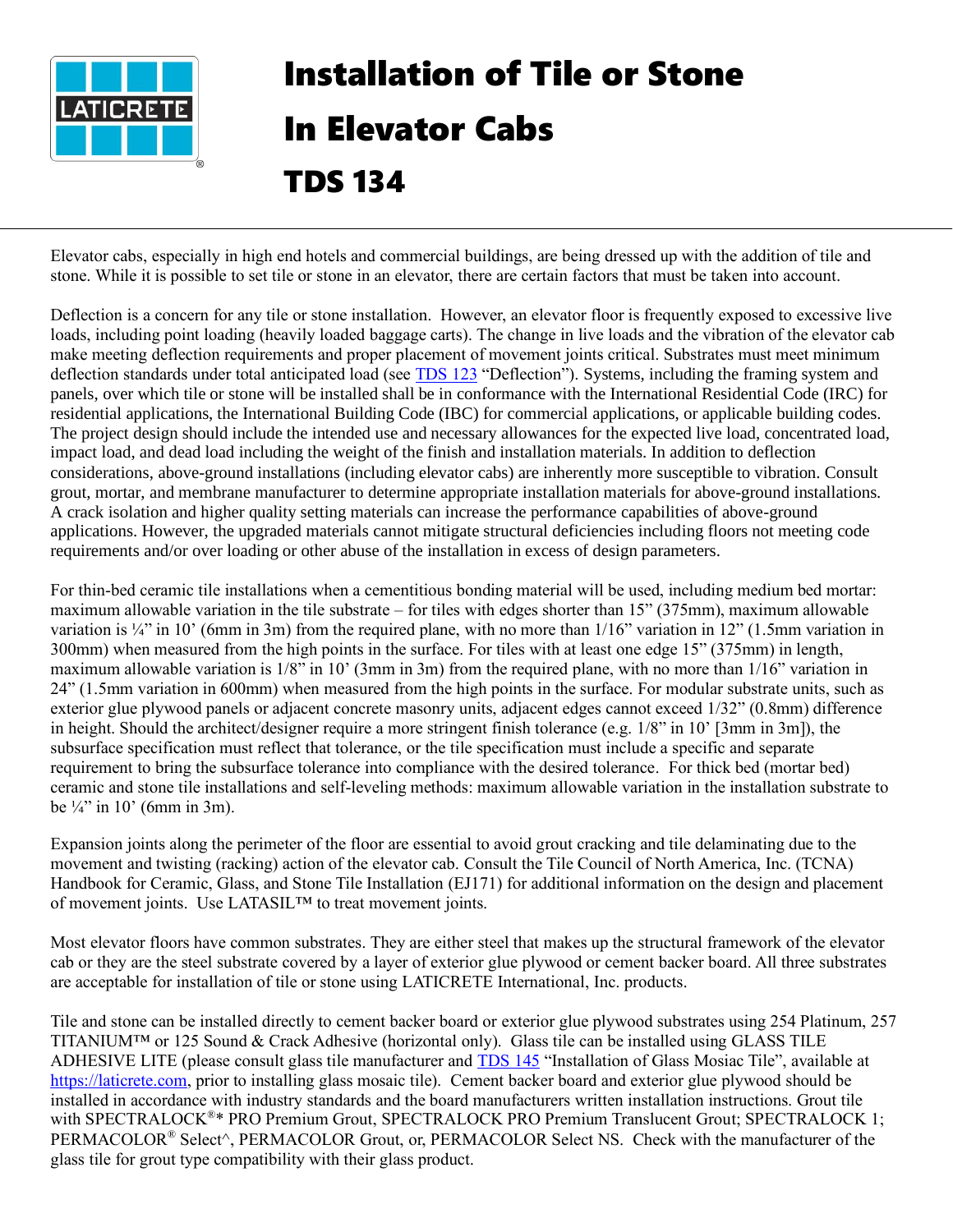# Installation of Tile or Stone In Elevator Cabs

## TDS 134

Elevator cabs, especially in high end hotels and commercial buildings, are being dressed up with the addition of tile and stone. While it is possible to set tile or stone in an elevator, there are certain factors that must be taken into account.

Deflection is a concern for any tile or stone installation. However, an elevator floor is frequently exposed to excessive live loads, including point loading (heavily loaded baggage carts). The change in live loads and the vibration of the elevator cab make meeting deflection requirements and proper placement of movement joints critical. Substrates must meet minimum deflection standards under total anticipated load (see TDS 123 "Deflection"). Systems, including the framing system and panels, over which tile or stone will be installed shall be in conformance with the International Residential Code (IRC) for residential applications, the International Building Code (IBC) for commercial applications, or applicable building codes. The project design should include the intended use and necessary allowances for the expected live load, concentrated load, impact load, and dead load including the weight of the finish and installation materials. In addition to deflection considerations, above-ground installations (including elevator cabs) are inherently more susceptible to vibration. Consult grout, mortar, and membrane manufacturer to determine appropriate installation materials for above-ground installations. A crack isolation and higher quality setting materials can increase the performance capabilities of above-ground applications. However, the upgraded materials cannot mitigate structural deficiencies including floors not meeting code requirements and/or over loading or other abuse of the installation in excess of design parameters.

For thin-bed ceramic tile installations when a cementitious bonding material will be used, including medium bed mortar: maximum allowable variation in the tile substrate – for tiles with edges shorter than 15" (375mm), maximum allowable variation is ¼" in 10' (6mm in 3m) from the required plane, with no more than 1/16" variation in 12" (1.5mm variation in 300mm) when measured from the high points in the surface. For tiles with at least one edge 15" (375mm) in length, maximum allowable variation is 1/8" in 10' (3mm in 3m) from the required plane, with no more than 1/16" variation in 24" (1.5mm variation in 600mm) when measured from the high points in the surface. For modular substrate units, such as exterior glue plywood panels or adjacent concrete masonry units, adjacent edges cannot exceed 1/32" (0.8mm) difference in height. Should the architect/designer require a more stringent finish tolerance (e.g. 1/8" in 10' [3mm in 3m]), the subsurface specification must reflect that tolerance, or the tile specification must include a specific and separate requirement to bring the subsurface tolerance into compliance with the desired tolerance. For thick bed (mortar bed) ceramic and stone tile installations and self-leveling methods: maximum allowable variation in the installation substrate to be ¼" in 10' (6mm in 3m).

Expansion joints along the perimeter of the floor are essential to avoid grout cracking and tile delaminating due to the movement and twisting (racking) action of the elevator cab. Consult the Tile Council of North America, Inc. (TCNA) Handbook for Ceramic, Glass, and Stone Tile Installation (EJ171) for additional information on the design and placement of movement joints. Use LATASIL™ to treat movement joints.

Most elevator floors have common substrates. They are either steel that makes up the structural framework of the elevator cab or they are the steel substrate covered by a layer of exterior glue plywood or cement backer board. All three substrates are acceptable for installation of tile or stone using LATICRETE International, Inc. products.

Tile and stone can be installed directly to cement backer board or exterior glue plywood substrates using 254 Platinum, 257 TITANIUM™ or 125 Sound & Crack Adhesive (horizontal only). Glass tile can be installed using GLASS TILE ADHESIVE LITE (please consult glass tile manufacturer and TDS 145 "Installation of Glass Mosiac Tile", available at https://laticrete.com, prior to installing glass mosaic tile). Cement backer board and exterior glue plywood should be installed in accordance with industry standards and the board manufacturers written installation instructions. Grout tile with SPECTRALOCK®* PRO Premium Grout, SPECTRALOCK PRO Premium Translucent Grout; SPECTRALOCK 1; PERMACOLOR® Select^, PERMACOLOR Grout, or, PERMACOLOR Select NS. Check with the manufacturer of the glass tile for grout type compatibility with their glass product.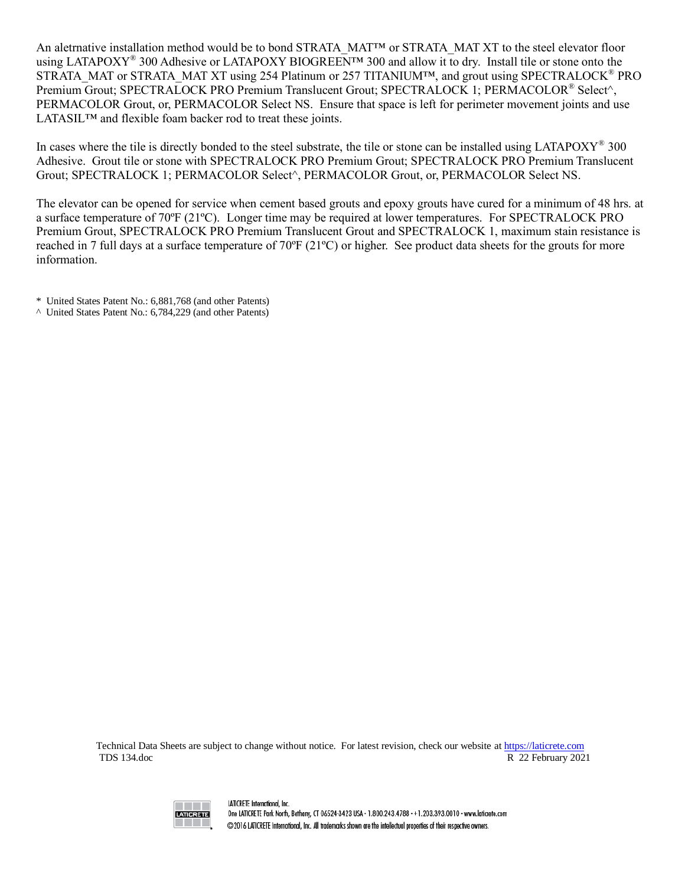An aletrnative installation method would be to bond STRATA_MAT™ or STRATA_MAT XT to the steel elevator floor using LATAPOXY® 300 Adhesive or LATAPOXY BIOGREEN™ 300 and allow it to dry. Install tile or stone onto the STRATA_MAT or STRATA_MAT XT using 254 Platinum or 257 TITANIUM™, and grout using SPECTRALOCK® PRO Premium Grout; SPECTRALOCK PRO Premium Translucent Grout; SPECTRALOCK 1; PERMACOLOR® Select^, PERMACOLOR Grout, or, PERMACOLOR Select NS. Ensure that space is left for perimeter movement joints and use LATASIL™ and flexible foam backer rod to treat these joints.

In cases where the tile is directly bonded to the steel substrate, the tile or stone can be installed using LATAPOXY® 300 Adhesive. Grout tile or stone with SPECTRALOCK PRO Premium Grout; SPECTRALOCK PRO Premium Translucent Grout; SPECTRALOCK 1; PERMACOLOR Select^, PERMACOLOR Grout, or, PERMACOLOR Select NS.

The elevator can be opened for service when cement based grouts and epoxy grouts have cured for a minimum of 48 hrs. at a surface temperature of 70ºF (21ºC). Longer time may be required at lower temperatures. For SPECTRALOCK PRO Premium Grout, SPECTRALOCK PRO Premium Translucent Grout and SPECTRALOCK 1, maximum stain resistance is reached in 7 full days at a surface temperature of 70ºF (21ºC) or higher. See product data sheets for the grouts for more information.

\* United States Patent No.: 6,881,768 (and other Patents)
^ United States Patent No.: 6,784,229 (and other Patents)

Technical Data Sheets are subject to change without notice. For latest revision, check our website at https://laticrete.com
TDS 134.doc R 22 February 2021

LATICRETE International, Inc.
One LATICRETE Park North, Bethany, CT 06524-3423 USA · 1.800.243.4788 · +1.203.393.0010 · www.laticrete.com
©2016 LATICRETE International, Inc. All trademarks shown are the intellectual properties of their respective owners.